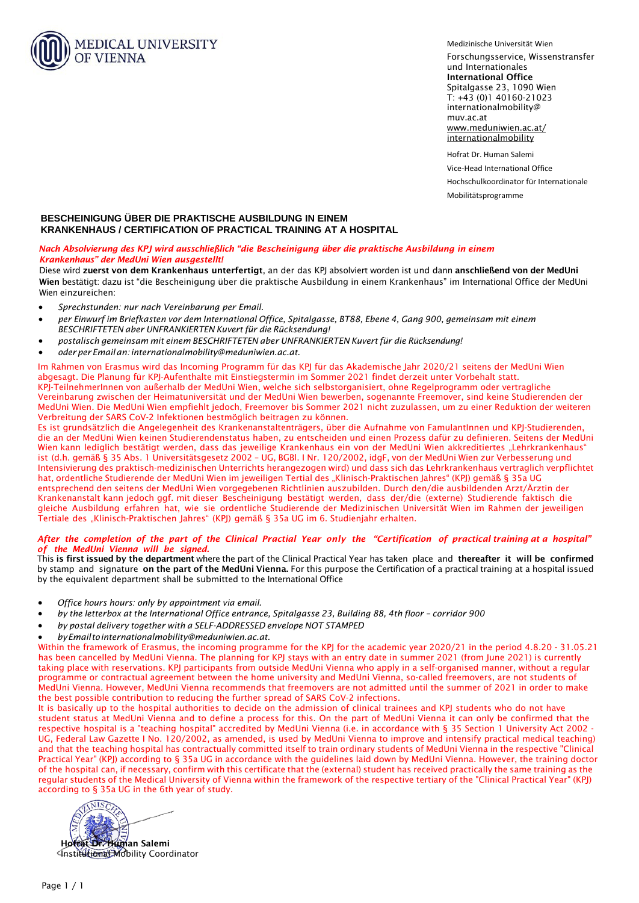MEDICAL UNIVERSITY OF VIENNA

Medizinische Universität Wien
Forschungsservice, Wissenstransfer und Internationales
**International Office**
Spitalgasse 23, 1090 Wien
T: +43 (0)1 40160-21023
internationalmobility@muv.ac.at
www.meduniwien.ac.at/internationalmobility

Hofrat Dr. Human Salemi
Vice-Head International Office
Hochschulkoordinator für Internationale Mobilitätsprogramme

## BESCHEINIGUNG ÜBER DIE PRAKTISCHE AUSBILDUNG IN EINEM KRANKENHAUS / CERTIFICATION OF PRACTICAL TRAINING AT A HOSPITAL

***Nach Absolvierung des KPJ wird ausschließlich "die Bescheinigung über die praktische Ausbildung in einem Krankenhaus" der MedUni Wien ausgestellt!***

Diese wird **zuerst von dem Krankenhaus unterfertigt**, an der das KPJ absolviert worden ist und dann **anschließend von der MedUni Wien** bestätigt: dazu ist "die Bescheinigung über die praktische Ausbildung in einem Krankenhaus" im International Office der MedUni Wien einzureichen:

- *Sprechstunden: nur nach Vereinbarung per Email.*
- *per Einwurf im Briefkasten vor dem International Office, Spitalgasse, BT88, Ebene 4, Gang 900, gemeinsam mit einem BESCHRIFTETEN aber UNFRANKIERTEN Kuvert für die Rücksendung!*
- *postalisch gemeinsam mit einem BESCHRIFTETEN aber UNFRANKIERTEN Kuvert für die Rücksendung!*
- *oder per Email an: internationalmobility@meduniwien.ac.at.*

Im Rahmen von Erasmus wird das Incoming Programm für das KPJ für das Akademische Jahr 2020/21 seitens der MedUni Wien abgesagt. Die Planung für KPJ-Aufenthalte mit Einstiegstermin im Sommer 2021 findet derzeit unter Vorbehalt statt.
KPJ-TeilnehmerInnen von außerhalb der MedUni Wien, welche sich selbstorganisiert, ohne Regelprogramm oder vertragliche Vereinbarung zwischen der Heimatuniversität und der MedUni Wien bewerben, sogenannte Freemover, sind keine Studierenden der MedUni Wien. Die MedUni Wien empfiehlt jedoch, Freemover bis Sommer 2021 nicht zuzulassen, um zu einer Reduktion der weiteren Verbreitung der SARS CoV-2 Infektionen bestmöglich beitragen zu können.
Es ist grundsätzlich die Angelegenheit des Krankenanstaltenträgers, über die Aufnahme von FamulantInnen und KPJ-Studierenden, die an der MedUni Wien keinen Studierendenstatus haben, zu entscheiden und einen Prozess dafür zu definieren. Seitens der MedUni Wien kann lediglich bestätigt werden, dass das jeweilige Krankenhaus ein von der MedUni Wien akkreditiertes „Lehrkrankenhaus" ist (d.h. gemäß § 35 Abs. 1 Universitätsgesetz 2002 – UG, BGBl. I Nr. 120/2002, idgF, von der MedUni Wien zur Verbesserung und Intensivierung des praktisch-medizinischen Unterrichts herangezogen wird) und dass sich das Lehrkrankenhaus vertraglich verpflichtet hat, ordentliche Studierende der MedUni Wien im jeweiligen Tertial des „Klinisch-Praktischen Jahres" (KPJ) gemäß § 35a UG entsprechend den seitens der MedUni Wien vorgegebenen Richtlinien auszubilden. Durch den/die ausbildenden Arzt/Ärztin der Krankenanstalt kann jedoch ggf. mit dieser Bescheinigung bestätigt werden, dass der/die (externe) Studierende faktisch die gleiche Ausbildung erfahren hat, wie sie ordentliche Studierende der Medizinischen Universität Wien im Rahmen der jeweiligen Tertiale des „Klinisch-Praktischen Jahres" (KPJ) gemäß § 35a UG im 6. Studienjahr erhalten.

***After the completion of the part of the Clinical Practial Year only the "Certification of practical training at a hospital" of the MedUni Vienna will be signed.***

This **is first issued by the department** where the part of the Clinical Practical Year has taken place and **thereafter it will be confirmed** by stamp and signature **on the part of the MedUni Vienna.** For this purpose the Certification of a practical training at a hospital issued by the equivalent department shall be submitted to the International Office

- *Office hours hours: only by appointment via email.*
- *by the letterbox at the International Office entrance, Spitalgasse 23, Building 88, 4th floor – corridor 900*
- *by postal delivery together with a SELF-ADDRESSED envelope NOT STAMPED*
- *by Email to internationalmobility@meduniwien.ac.at.*

Within the framework of Erasmus, the incoming programme for the KPJ for the academic year 2020/21 in the period 4.8.20 - 31.05.21 has been cancelled by MedUni Vienna. The planning for KPJ stays with an entry date in summer 2021 (from June 2021) is currently taking place with reservations. KPJ participants from outside MedUni Vienna who apply in a self-organised manner, without a regular programme or contractual agreement between the home university and MedUni Vienna, so-called freemovers, are not students of MedUni Vienna. However, MedUni Vienna recommends that freemovers are not admitted until the summer of 2021 in order to make the best possible contribution to reducing the further spread of SARS CoV-2 infections.
It is basically up to the hospital authorities to decide on the admission of clinical trainees and KPJ students who do not have student status at MedUni Vienna and to define a process for this. On the part of MedUni Vienna it can only be confirmed that the respective hospital is a "teaching hospital" accredited by MedUni Vienna (i.e. in accordance with § 35 Section 1 University Act 2002 - UG, Federal Law Gazette I No. 120/2002, as amended, is used by MedUni Vienna to improve and intensify practical medical teaching) and that the teaching hospital has contractually committed itself to train ordinary students of MedUni Vienna in the respective "Clinical Practical Year" (KPJ) according to § 35a UG in accordance with the guidelines laid down by MedUni Vienna. However, the training doctor of the hospital can, if necessary, confirm with this certificate that the (external) student has received practically the same training as the regular students of the Medical University of Vienna within the framework of the respective tertiary of the "Clinical Practical Year" (KPJ) according to § 35a UG in the 6th year of study.

**Hofrat Dr. Human Salemi**
Institutional Mobility Coordinator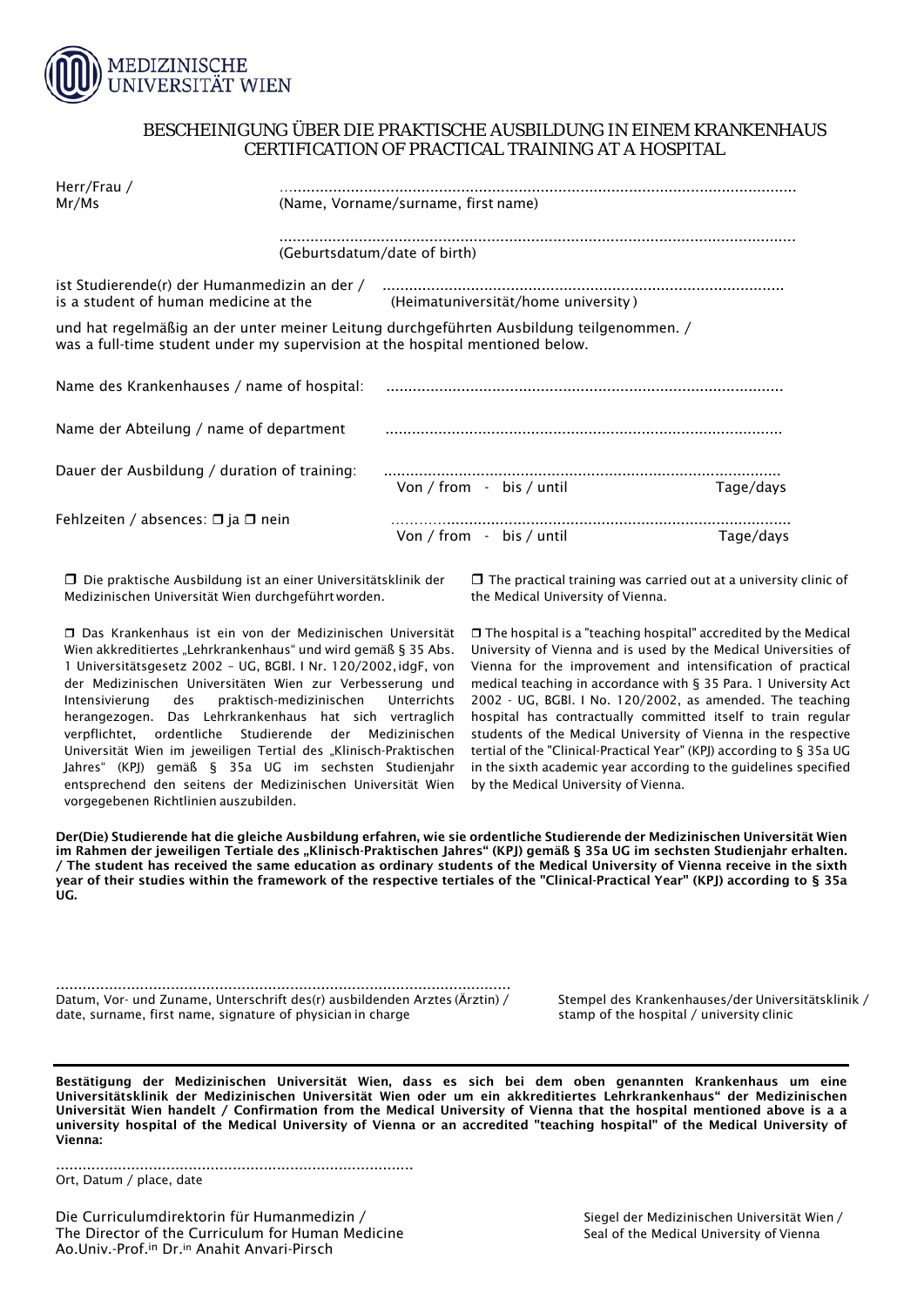MEDIZINISCHE UNIVERSITÄT WIEN

# BESCHEINIGUNG ÜBER DIE PRAKTISCHE AUSBILDUNG IN EINEM KRANKENHAUS
## CERTIFICATION OF PRACTICAL TRAINING AT A HOSPITAL

Herr/Frau / Mr/Ms ................................................................................................................
(Name, Vorname/surname, first name)

................................................................................................................
(Geburtsdatum/date of birth)

ist Studierende(r) der Humanmedizin an der / is a student of human medicine at the ..........................................................................................
(Heimatuniversität/home university)

und hat regelmäßig an der unter meiner Leitung durchgeführten Ausbildung teilgenommen. / was a full-time student under my supervision at the hospital mentioned below.

Name des Krankenhauses / name of hospital: ..........................................................................................

Name der Abteilung / name of department ..........................................................................................

Dauer der Ausbildung / duration of training: ..........................................................................................
Von / from - bis / until Tage/days

Fehlzeiten / absences: ❒ ja ❒ nein ..........................................................................................
Von / from - bis / until Tage/days

❒ Die praktische Ausbildung ist an einer Universitätsklinik der Medizinischen Universität Wien durchgeführt worden.

❒ The practical training was carried out at a university clinic of the Medical University of Vienna.

❒ Das Krankenhaus ist ein von der Medizinischen Universität Wien akkreditiertes „Lehrkrankenhaus" und wird gemäß § 35 Abs. 1 Universitätsgesetz 2002 – UG, BGBl. I Nr. 120/2002, idgF, von der Medizinischen Universitäten Wien zur Verbesserung und Intensivierung des praktisch-medizinischen Unterrichts herangezogen. Das Lehrkrankenhaus hat sich vertraglich verpflichtet, ordentliche Studierende der Medizinischen Universität Wien im jeweiligen Tertial des „Klinisch-Praktischen Jahres" (KPJ) gemäß § 35a UG im sechsten Studienjahr entsprechend den seitens der Medizinischen Universität Wien vorgegebenen Richtlinien auszubilden.

❒ The hospital is a "teaching hospital" accredited by the Medical University of Vienna and is used by the Medical Universities of Vienna for the improvement and intensification of practical medical teaching in accordance with § 35 Para. 1 University Act 2002 - UG, BGBl. I No. 120/2002, as amended. The teaching hospital has contractually committed itself to train regular students of the Medical University of Vienna in the respective tertial of the "Clinical-Practical Year" (KPJ) according to § 35a UG in the sixth academic year according to the guidelines specified by the Medical University of Vienna.

**Der(Die) Studierende hat die gleiche Ausbildung erfahren, wie sie ordentliche Studierende der Medizinischen Universität Wien im Rahmen der jeweiligen Tertiale des „Klinisch-Praktischen Jahres" (KPJ) gemäß § 35a UG im sechsten Studienjahr erhalten. / The student has received the same education as ordinary students of the Medical University of Vienna receive in the sixth year of their studies within the framework of the respective tertiales of the "Clinical-Practical Year" (KPJ) according to § 35a UG.**

................................................................................................
Datum, Vor- und Zuname, Unterschrift des(r) ausbildenden Arztes (Ärztin) / date, surname, first name, signature of physician in charge

Stempel des Krankenhauses/der Universitätsklinik / stamp of the hospital / university clinic

---

**Bestätigung der Medizinischen Universität Wien, dass es sich bei dem oben genannten Krankenhaus um eine Universitätsklinik der Medizinischen Universität Wien oder um ein akkreditiertes Lehrkrankenhaus" der Medizinischen Universität Wien handelt / Confirmation from the Medical University of Vienna that the hospital mentioned above is a a university hospital of the Medical University of Vienna or an accredited "teaching hospital" of the Medical University of Vienna:**

................................................................................
Ort, Datum / place, date

Die Curriculumdirektorin für Humanmedizin /
The Director of the Curriculum for Human Medicine
Ao.Univ.-Prof.in Dr.in Anahit Anvari-Pirsch

Siegel der Medizinischen Universität Wien /
Seal of the Medical University of Vienna